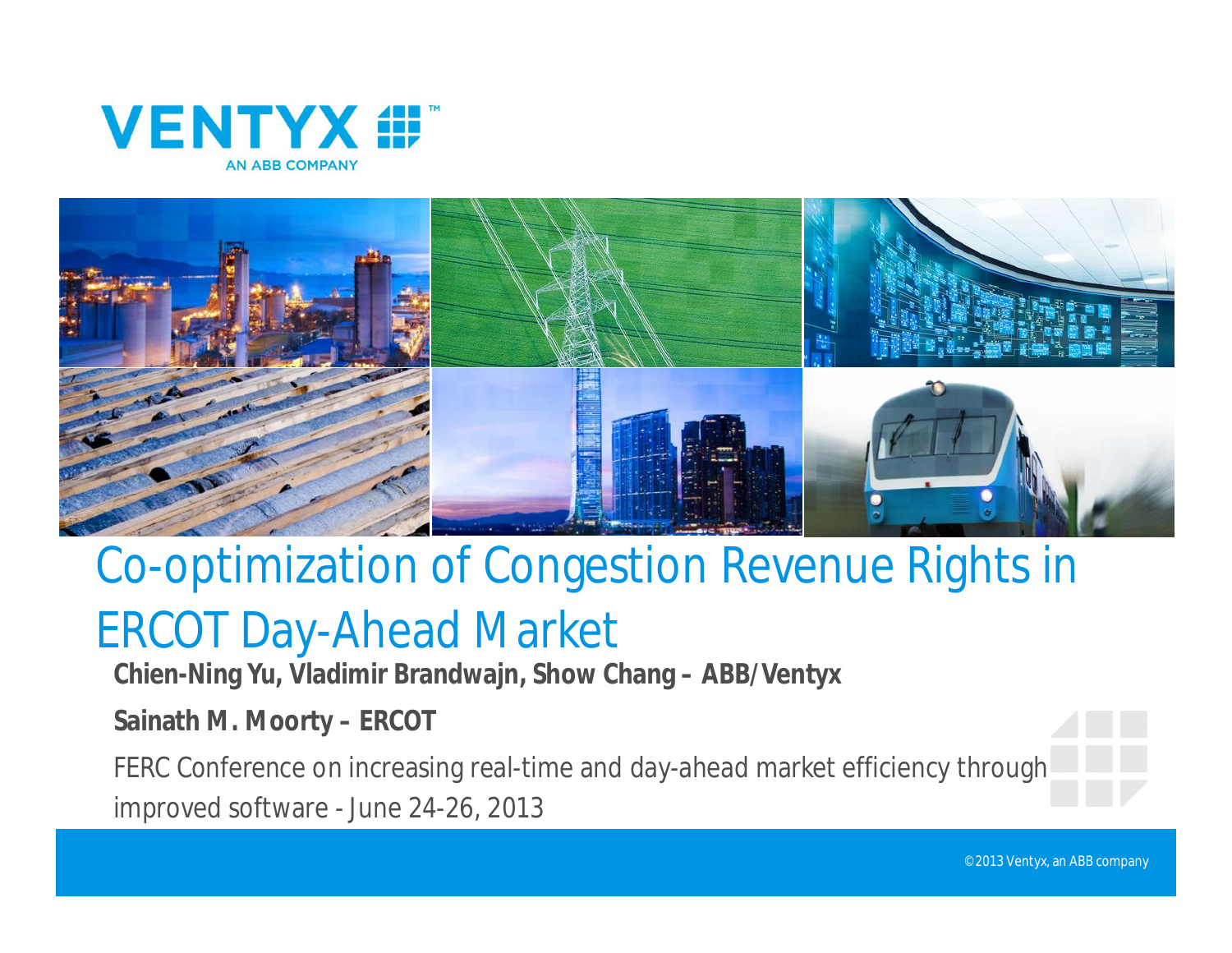VENTYX
AN ABB COMPANY

# Co-optimization of Congestion Revenue Rights in ERCOT Day-Ahead Market

**Chien-Ning Yu, Vladimir Brandwajn, Show Chang – ABB/Ventyx**

**Sainath M. Moorty – ERCOT**

FERC Conference on increasing real-time and day-ahead market efficiency through improved software - June 24-26, 2013

©2013 Ventyx, an ABB company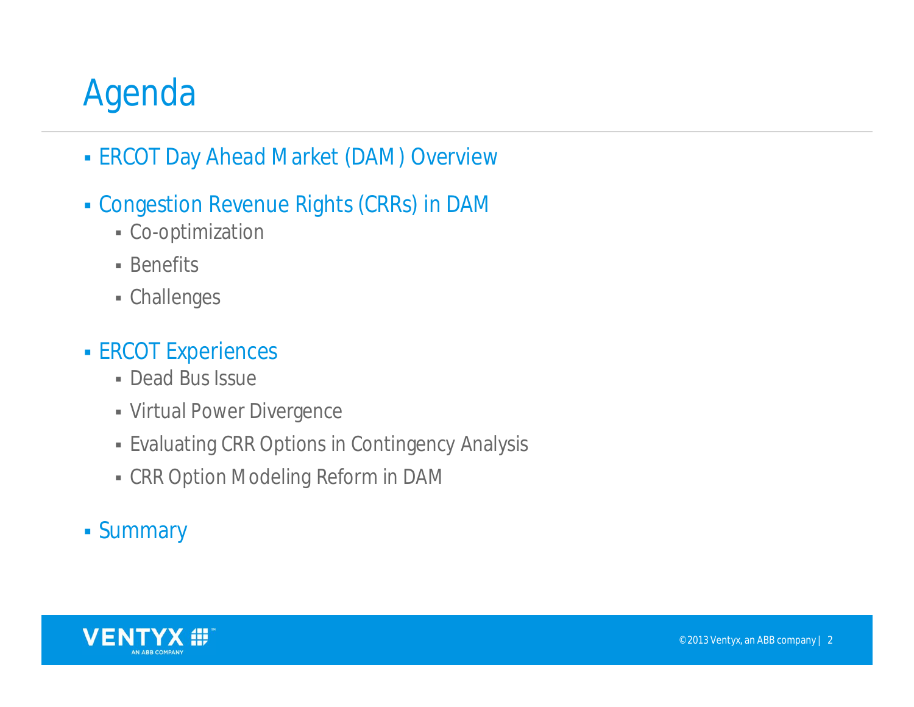# Agenda

- ERCOT Day Ahead Market (DAM) Overview
- Congestion Revenue Rights (CRRs) in DAM
  - Co-optimization
  - Benefits
  - Challenges
- ERCOT Experiences
  - Dead Bus Issue
  - Virtual Power Divergence
  - Evaluating CRR Options in Contingency Analysis
  - CRR Option Modeling Reform in DAM
- Summary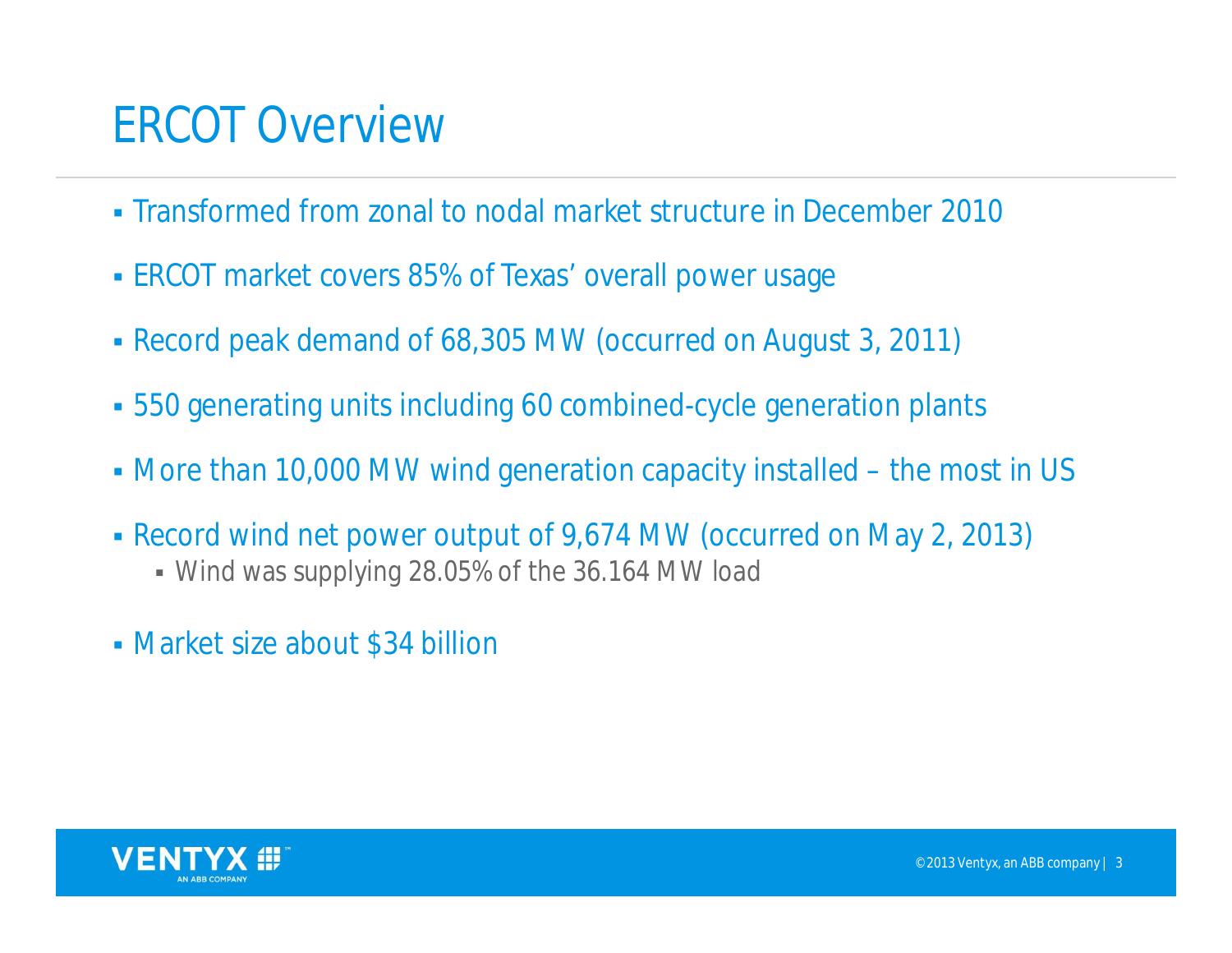# ERCOT Overview

- Transformed from zonal to nodal market structure in December 2010
- ERCOT market covers 85% of Texas' overall power usage
- Record peak demand of 68,305 MW (occurred on August 3, 2011)
- 550 generating units including 60 combined-cycle generation plants
- More than 10,000 MW wind generation capacity installed – the most in US
- Record wind net power output of 9,674 MW (occurred on May 2, 2013)
  - Wind was supplying 28.05% of the 36.164 MW load
- Market size about $34 billion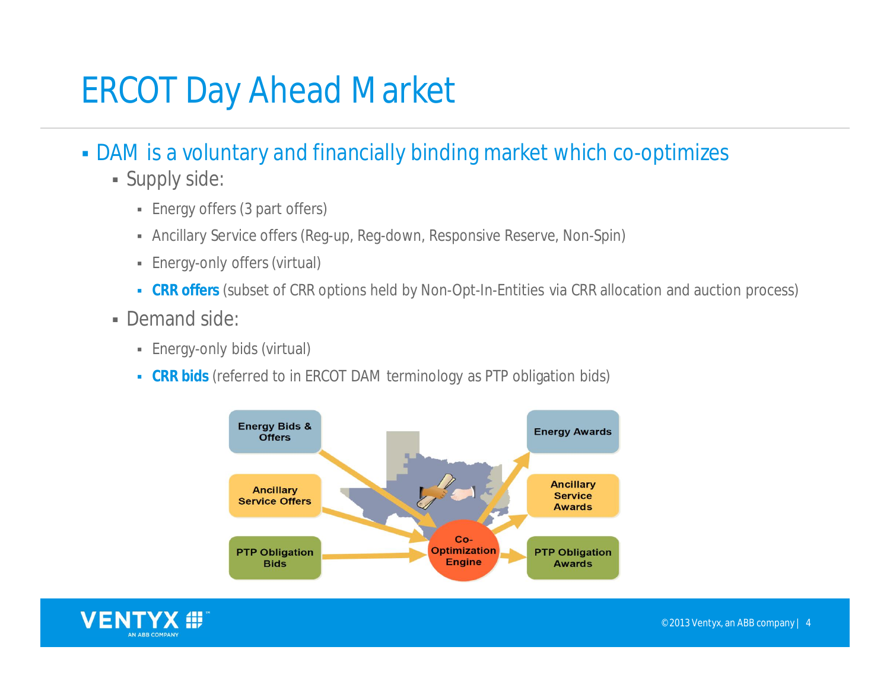# ERCOT Day Ahead Market

- DAM is a voluntary and financially binding market which co-optimizes
  - Supply side:
    - Energy offers (3 part offers)
    - Ancillary Service offers (Reg-up, Reg-down, Responsive Reserve, Non-Spin)
    - Energy-only offers (virtual)
    - **CRR offers** (subset of CRR options held by Non-Opt-In-Entities via CRR allocation and auction process)
  - Demand side:
    - Energy-only bids (virtual)
    - **CRR bids** (referred to in ERCOT DAM terminology as PTP obligation bids)

Energy Bids & Offers

Ancillary Service Offers

PTP Obligation Bids

Co-Optimization Engine

Energy Awards

Ancillary Service Awards

PTP Obligation Awards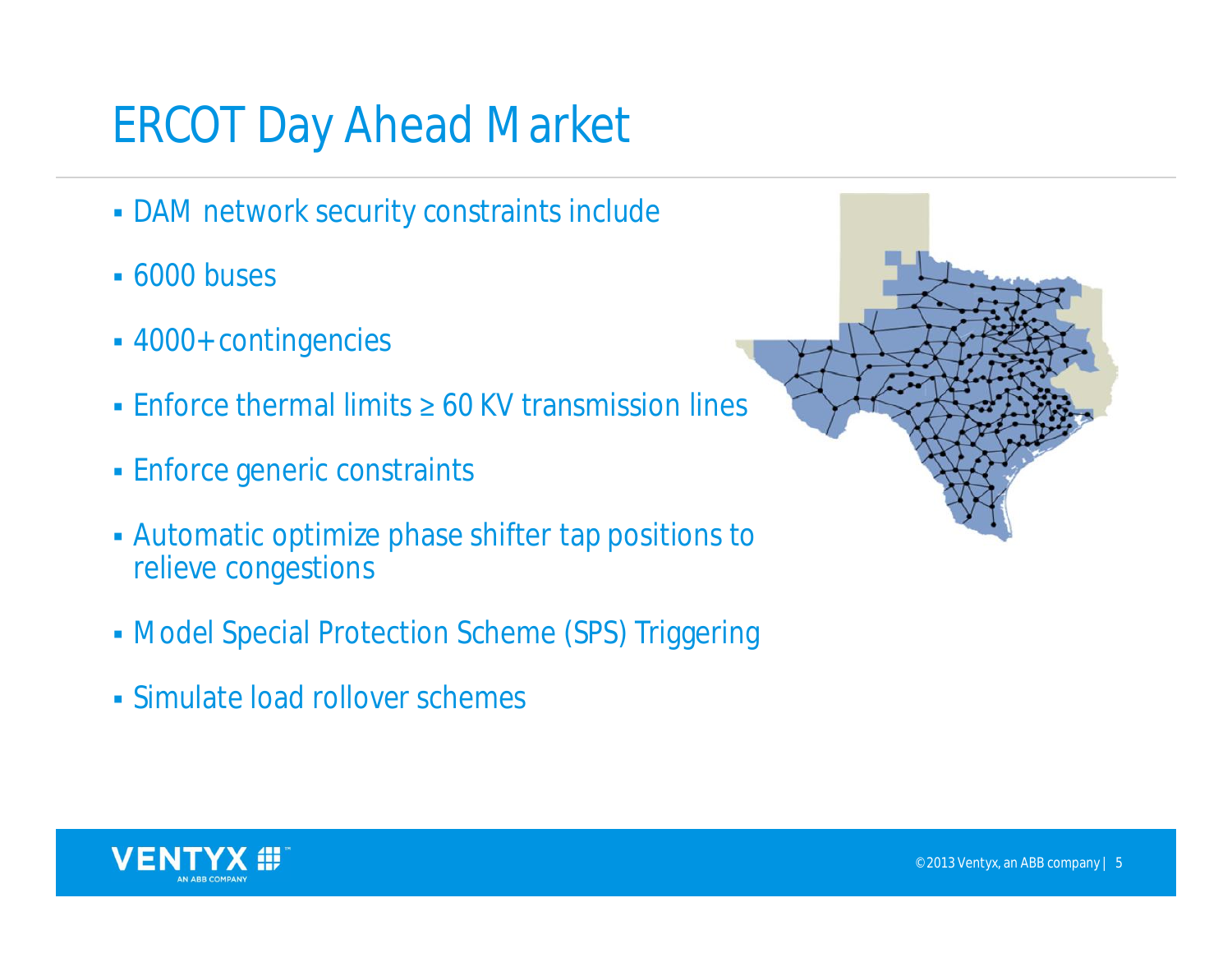# ERCOT Day Ahead Market

- DAM network security constraints include
- 6000 buses
- 4000+ contingencies
- Enforce thermal limits ≥ 60 KV transmission lines
- Enforce generic constraints
- Automatic optimize phase shifter tap positions to relieve congestions
- Model Special Protection Scheme (SPS) Triggering
- Simulate load rollover schemes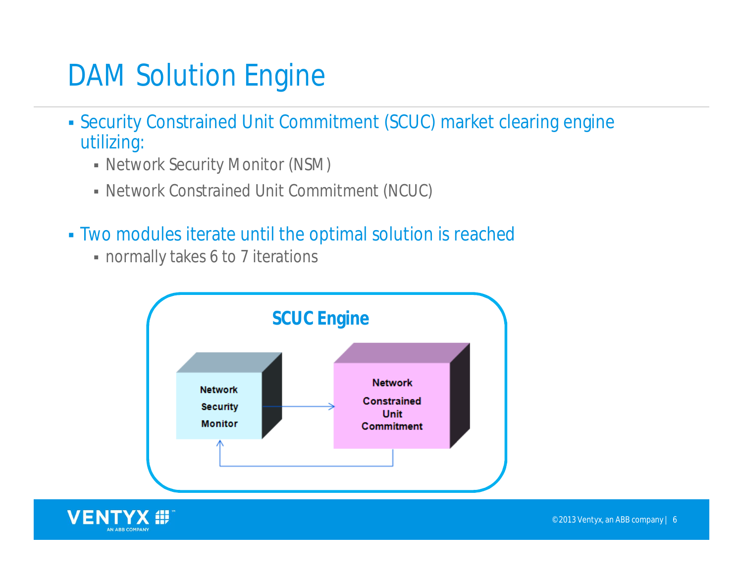# DAM Solution Engine

- Security Constrained Unit Commitment (SCUC) market clearing engine utilizing:
  - Network Security Monitor (NSM)
  - Network Constrained Unit Commitment (NCUC)

- Two modules iterate until the optimal solution is reached
  - normally takes 6 to 7 iterations

**SCUC Engine**

Network Security Monitor → Network Constrained Unit Commitment → Network Security Monitor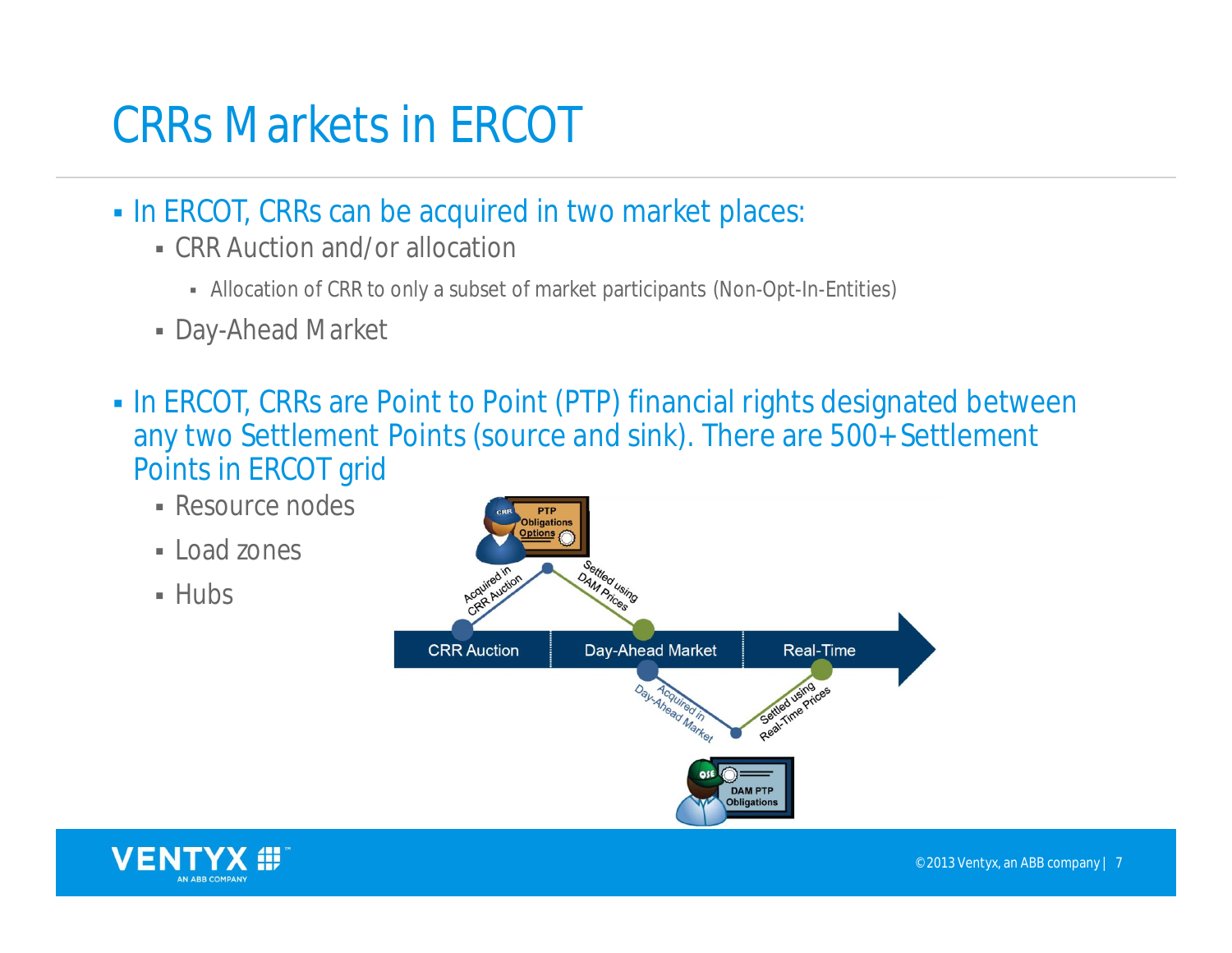# CRRs Markets in ERCOT

- In ERCOT, CRRs can be acquired in two market places:
  - CRR Auction and/or allocation
    - Allocation of CRR to only a subset of market participants (Non-Opt-In-Entities)
  - Day-Ahead Market

- In ERCOT, CRRs are Point to Point (PTP) financial rights designated between any two Settlement Points (source and sink). There are 500+ Settlement Points in ERCOT grid
  - Resource nodes
  - Load zones
  - Hubs

CRR: PTP Obligations Options — Acquired in CRR Auction — Settled using DAM Prices

CRR Auction | Day-Ahead Market | Real-Time

QSE: DAM PTP Obligations — Acquired in Day-Ahead Market — Settled using Real-Time Prices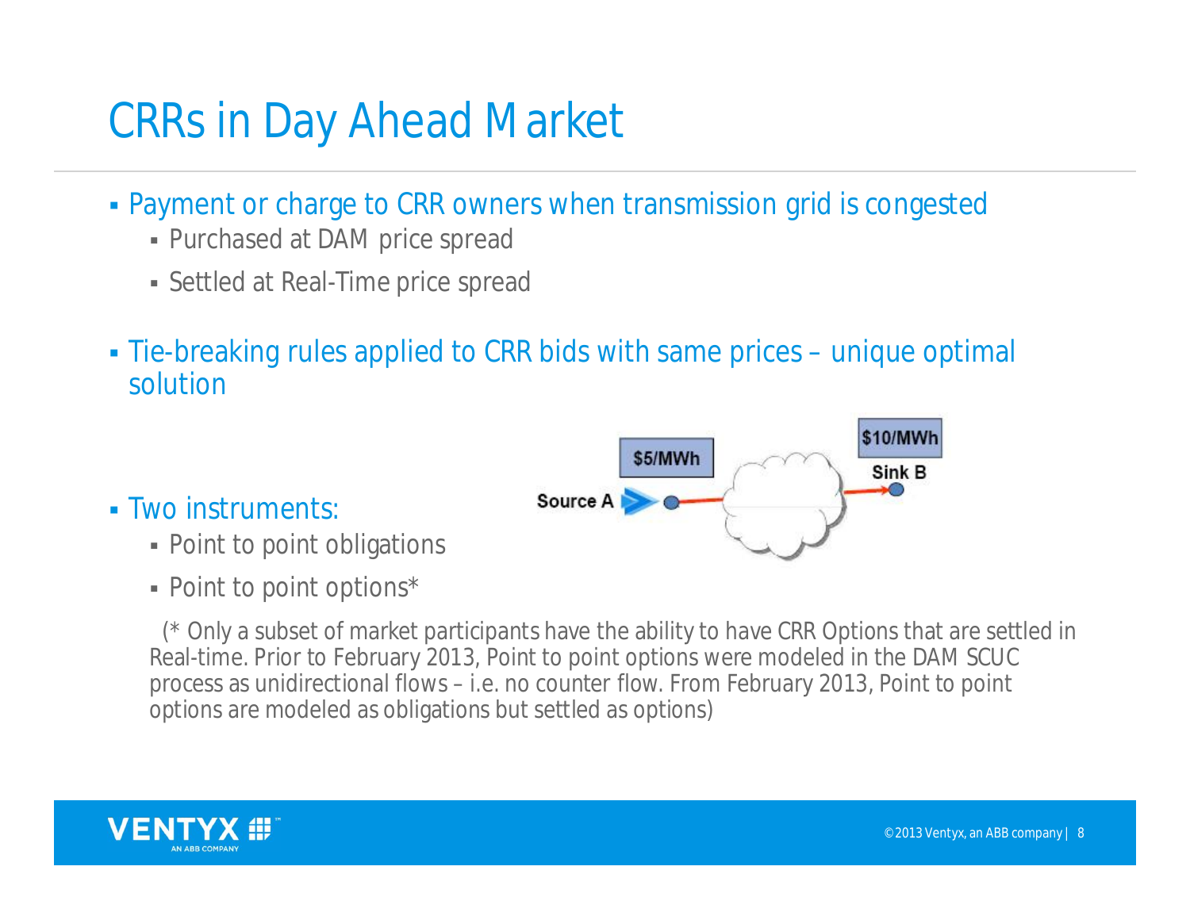# CRRs in Day Ahead Market

- Payment or charge to CRR owners when transmission grid is congested
  - Purchased at DAM price spread
  - Settled at Real-Time price spread

- Tie-breaking rules applied to CRR bids with same prices – unique optimal solution

- Two instruments:
  - Point to point obligations
  - Point to point options*

$5/MWh

Source A

$10/MWh

Sink B

(* Only a subset of market participants have the ability to have CRR Options that are settled in Real-time. Prior to February 2013, Point to point options were modeled in the DAM SCUC process as unidirectional flows – i.e. no counter flow. From February 2013, Point to point options are modeled as obligations but settled as options)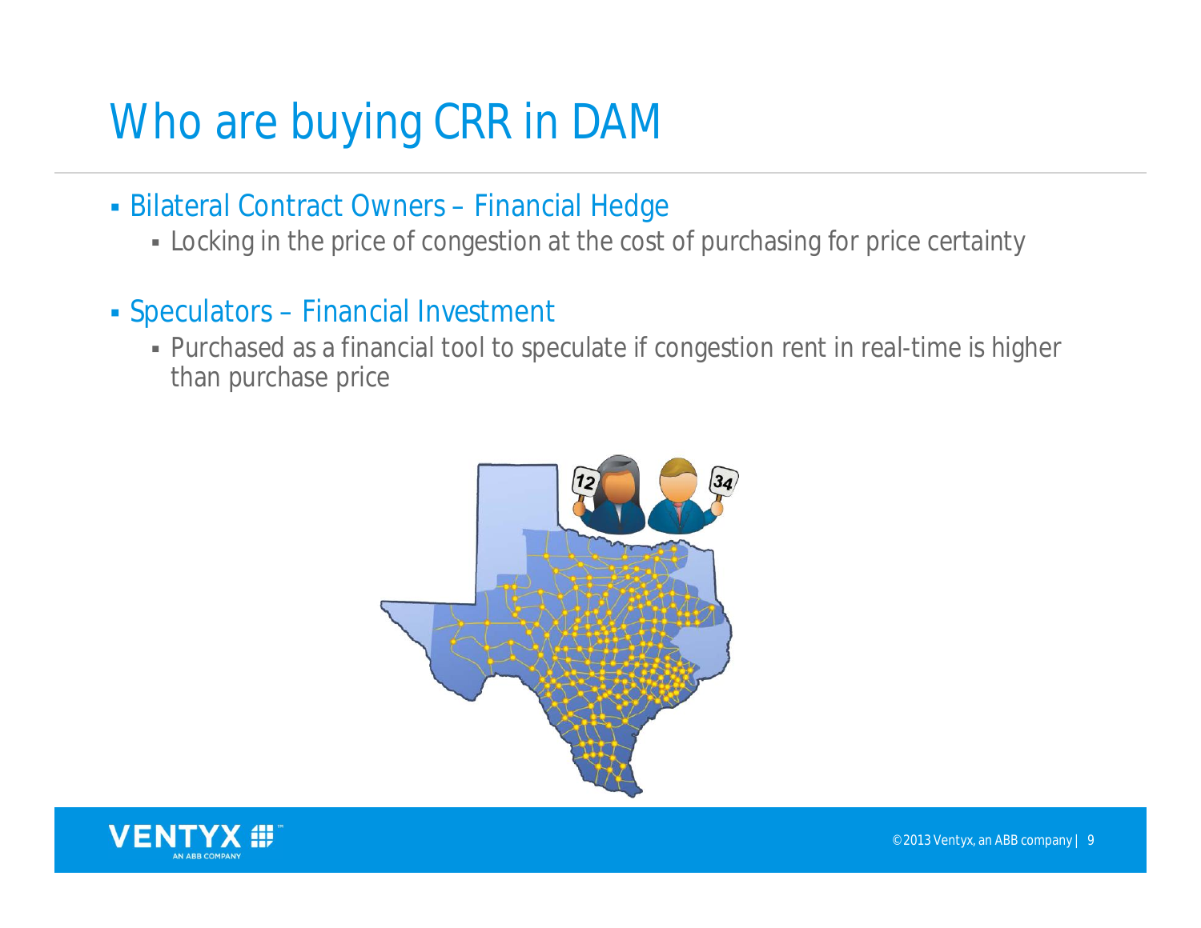# Who are buying CRR in DAM

- Bilateral Contract Owners – Financial Hedge
  - Locking in the price of congestion at the cost of purchasing for price certainty
- Speculators – Financial Investment
  - Purchased as a financial tool to speculate if congestion rent in real-time is higher than purchase price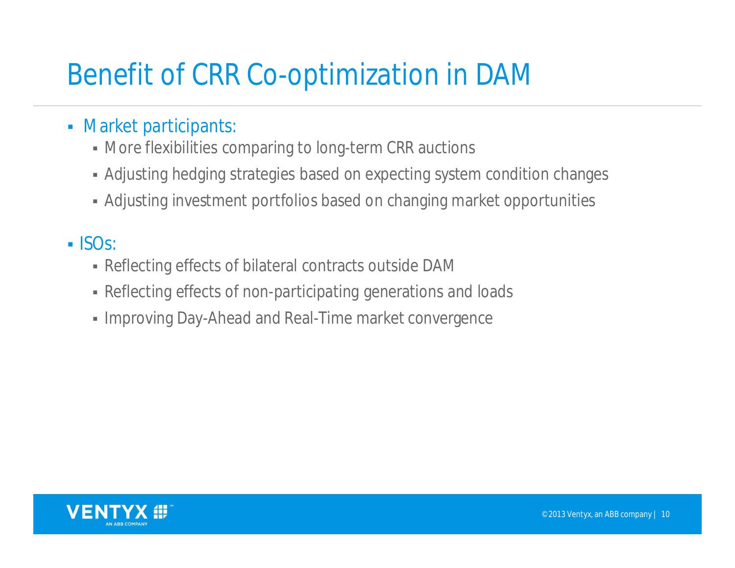# Benefit of CRR Co-optimization in DAM

- Market participants:
  - More flexibilities comparing to long-term CRR auctions
  - Adjusting hedging strategies based on expecting system condition changes
  - Adjusting investment portfolios based on changing market opportunities
- ISOs:
  - Reflecting effects of bilateral contracts outside DAM
  - Reflecting effects of non-participating generations and loads
  - Improving Day-Ahead and Real-Time market convergence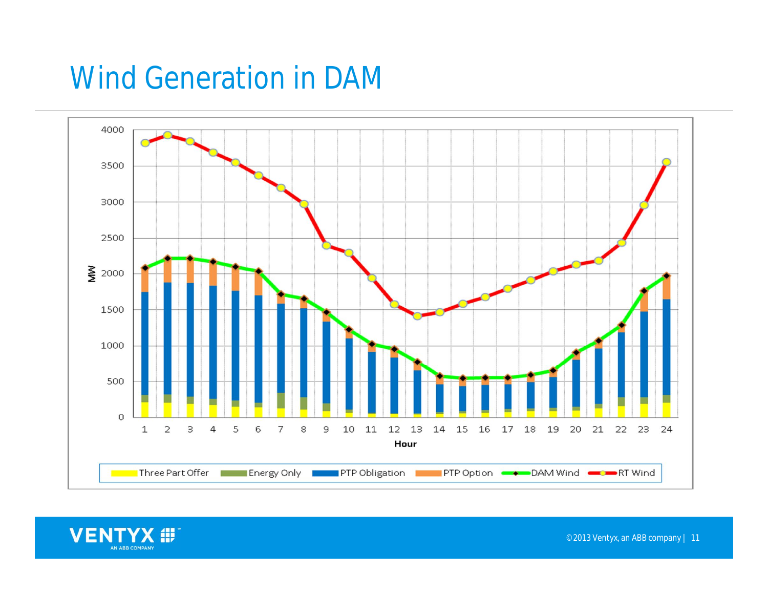# Wind Generation in DAM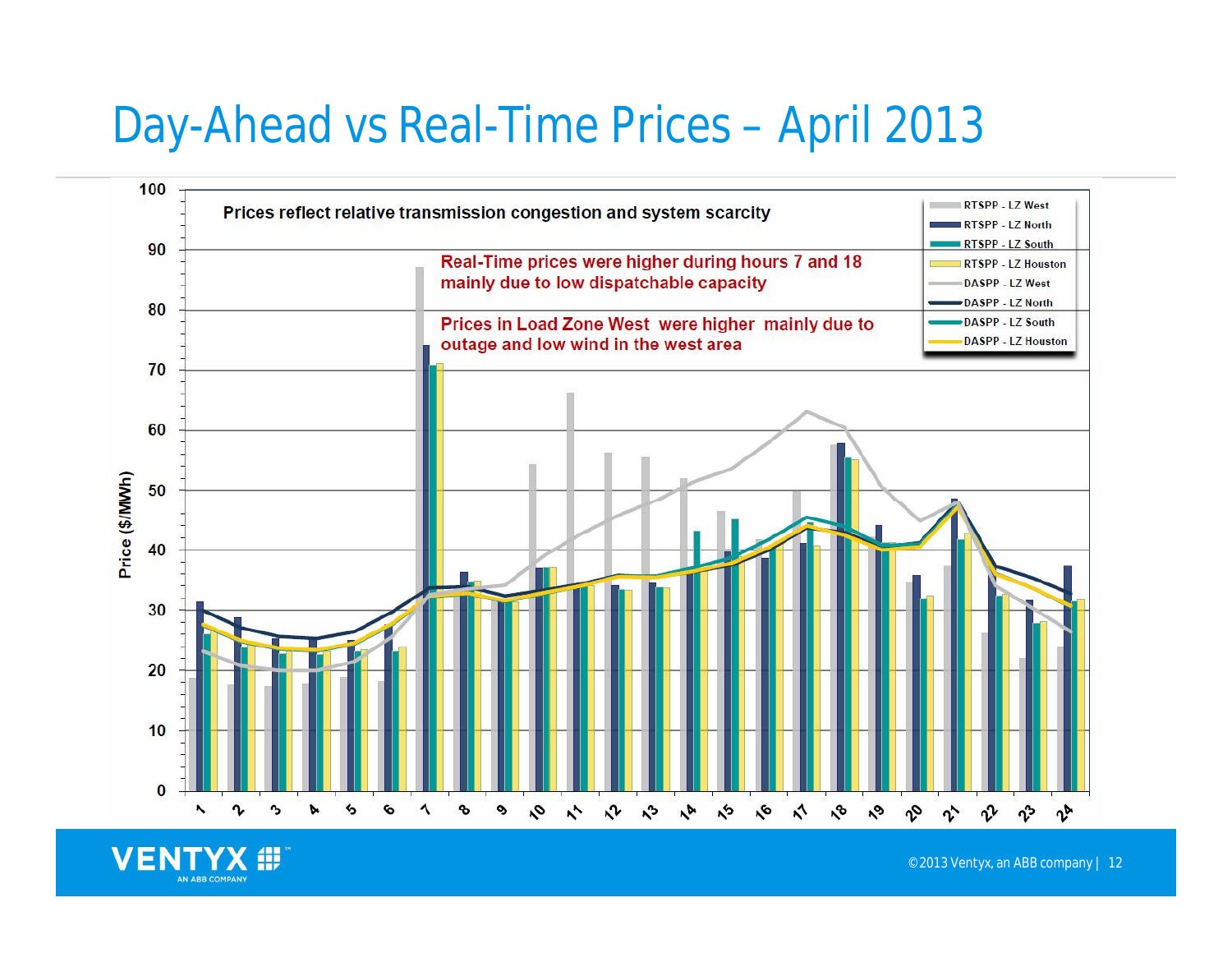# Day-Ahead vs Real-Time Prices – April 2013

Prices reflect relative transmission congestion and system scarcity

Real-Time prices were higher during hours 7 and 18 mainly due to low dispatchable capacity

Prices in Load Zone West were higher mainly due to outage and low wind in the west area

Legend:
- RTSPP - LZ West
- RTSPP - LZ North
- RTSPP - LZ South
- RTSPP - LZ Houston
- DASPP - LZ West
- DASPP - LZ North
- DASPP - LZ South
- DASPP - LZ Houston

Y-axis: Price ($/MWh) — 0, 10, 20, 30, 40, 50, 60, 70, 80, 90, 100

X-axis: 1, 2, 3, 4, 5, 6, 7, 8, 9, 10, 11, 12, 13, 14, 15, 16, 17, 18, 19, 20, 21, 22, 23, 24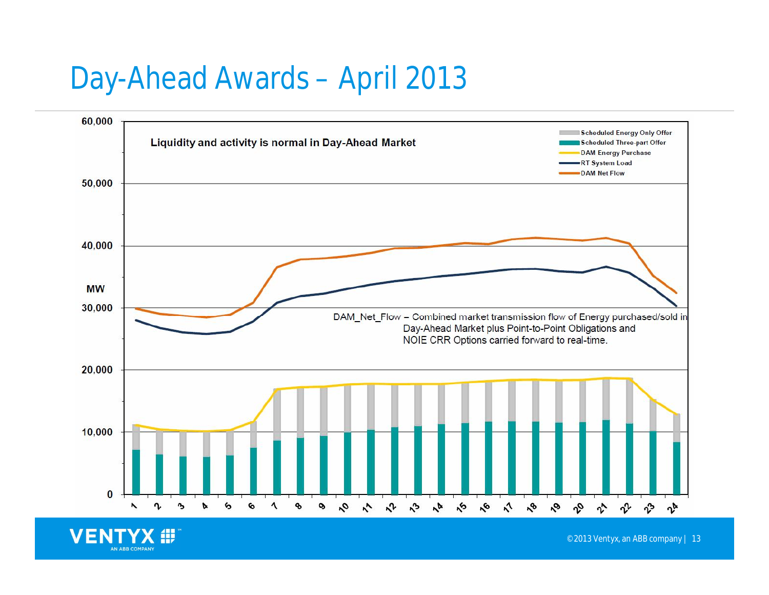# Day-Ahead Awards – April 2013

Liquidity and activity is normal in Day-Ahead Market

- Scheduled Energy Only Offer
- Scheduled Three-part Offer
- DAM Energy Purchase
- RT System Load
- DAM Net Flow

DAM_Net_Flow – Combined market transmission flow of Energy purchased/sold in Day-Ahead Market plus Point-to-Point Obligations and NOIE CRR Options carried forward to real-time.

MW: 0, 10,000, 20,000, 30,000, 40,000, 50,000, 60,000

Hours: 1, 2, 3, 4, 5, 6, 7, 8, 9, 10, 11, 12, 13, 14, 15, 16, 17, 18, 19, 20, 21, 22, 23, 24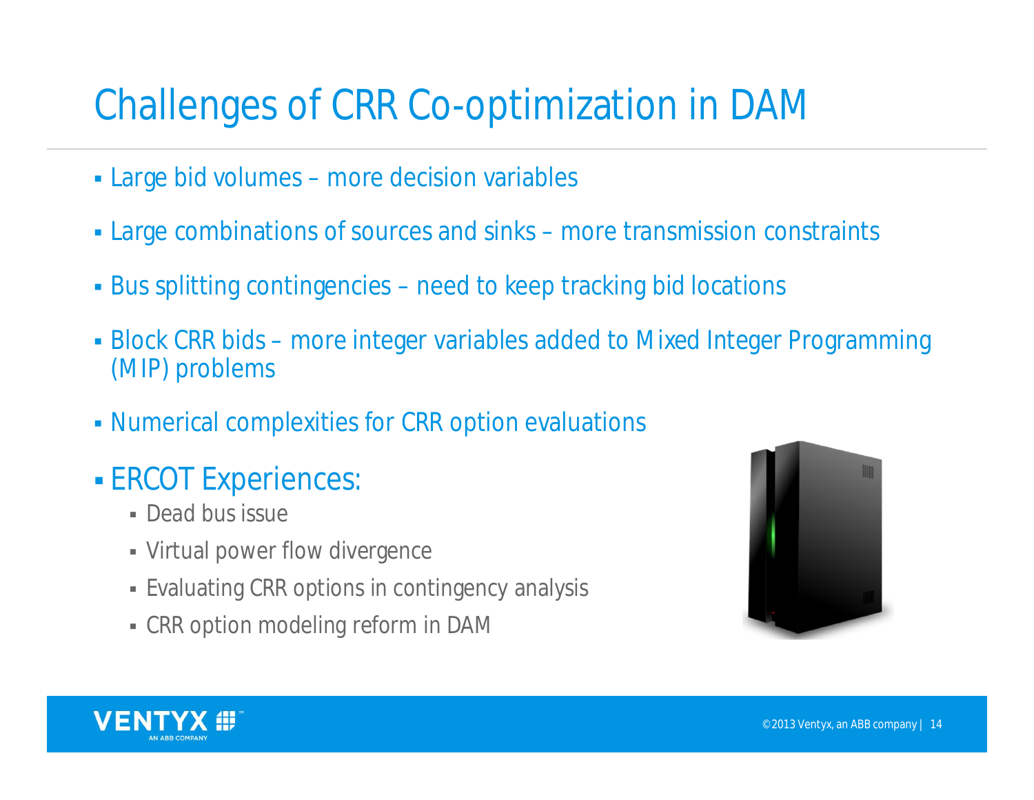# Challenges of CRR Co-optimization in DAM

- Large bid volumes – more decision variables
- Large combinations of sources and sinks – more transmission constraints
- Bus splitting contingencies – need to keep tracking bid locations
- Block CRR bids – more integer variables added to Mixed Integer Programming (MIP) problems
- Numerical complexities for CRR option evaluations
- ERCOT Experiences:
  - Dead bus issue
  - Virtual power flow divergence
  - Evaluating CRR options in contingency analysis
  - CRR option modeling reform in DAM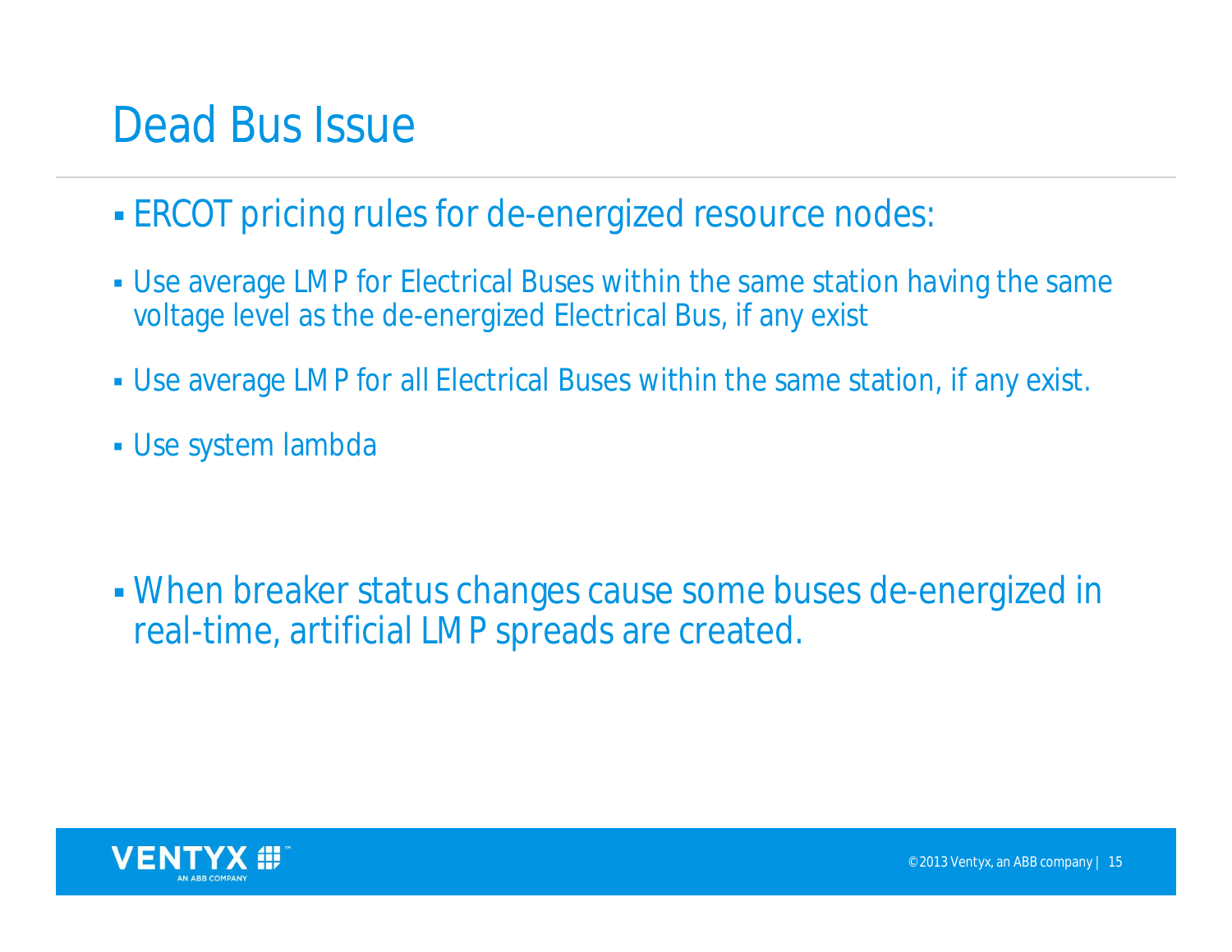# Dead Bus Issue

- ERCOT pricing rules for de-energized resource nodes:
- Use average LMP for Electrical Buses within the same station having the same voltage level as the de-energized Electrical Bus, if any exist
- Use average LMP for all Electrical Buses within the same station, if any exist.
- Use system lambda

- When breaker status changes cause some buses de-energized in real-time, artificial LMP spreads are created.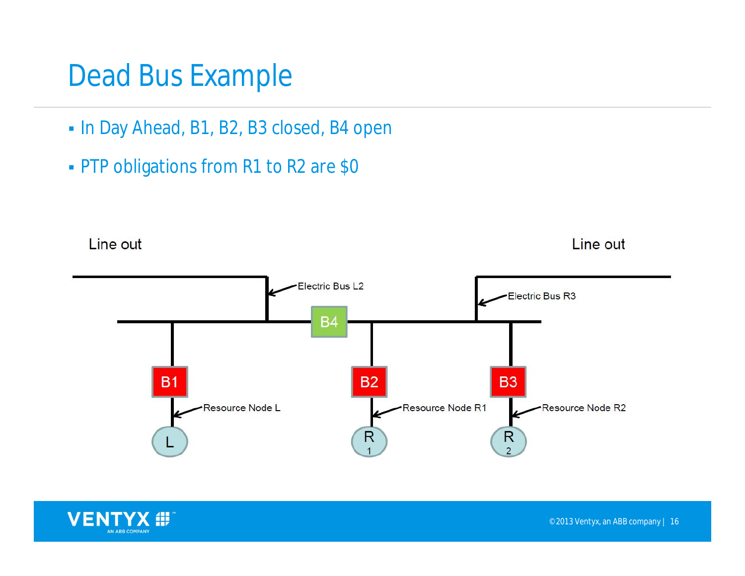# Dead Bus Example

- In Day Ahead, B1, B2, B3 closed, B4 open
- PTP obligations from R1 to R2 are $0

Line out

Line out

Electric Bus L2

Electric Bus R3

B4

B1

B2

B3

Resource Node L

Resource Node R1

Resource Node R2

L

R1

R2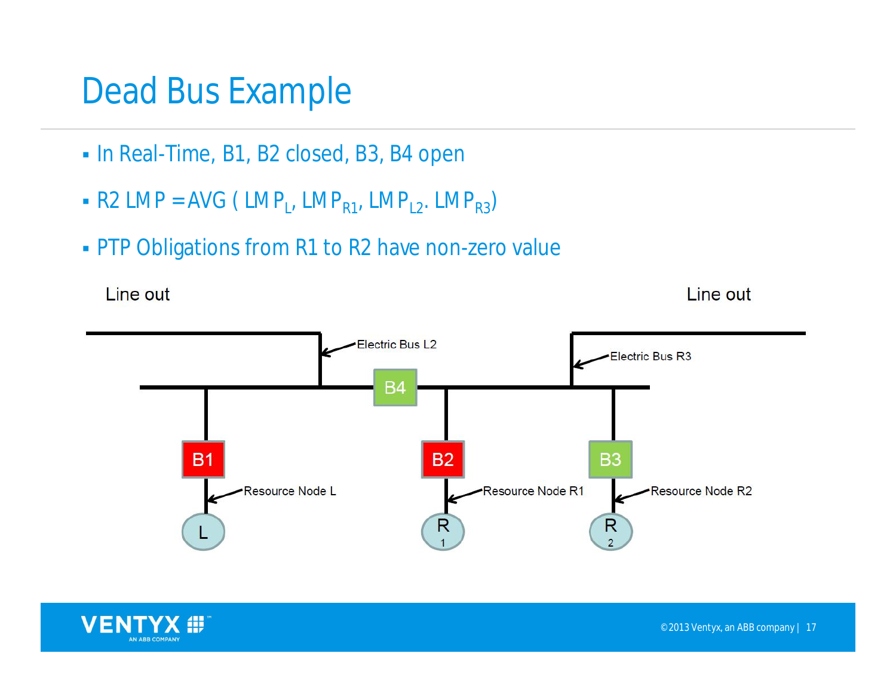# Dead Bus Example

- In Real-Time, B1, B2 closed, B3, B4 open
- R2 LMP = AVG ( $LMP_L$, $LMP_{R1}$, $LMP_{L2}$. $LMP_{R3}$)
- PTP Obligations from R1 to R2 have non-zero value

Line out

Line out

Electric Bus L2

Electric Bus R3

B4

B1

B2

B3

Resource Node L

Resource Node R1

Resource Node R2

L

R 1

R 2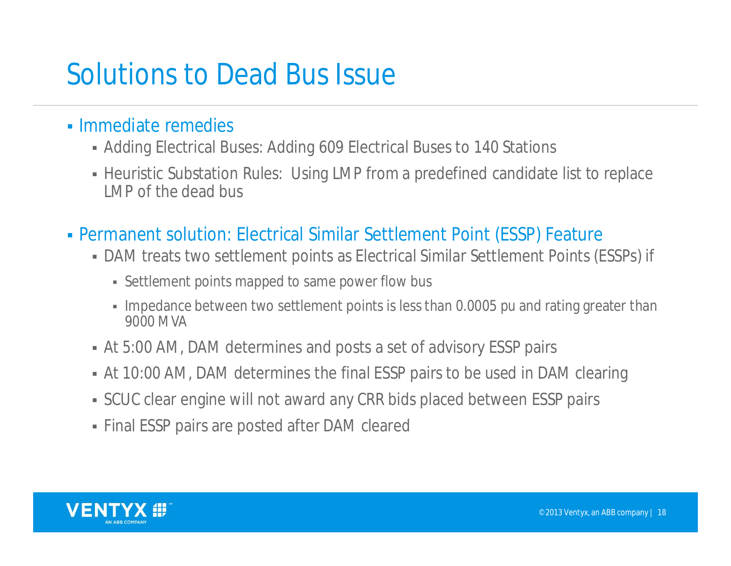# Solutions to Dead Bus Issue

- Immediate remedies
  - Adding Electrical Buses: Adding 609 Electrical Buses to 140 Stations
  - Heuristic Substation Rules: Using LMP from a predefined candidate list to replace LMP of the dead bus
- Permanent solution: Electrical Similar Settlement Point (ESSP) Feature
  - DAM treats two settlement points as Electrical Similar Settlement Points (ESSPs) if
    - Settlement points mapped to same power flow bus
    - Impedance between two settlement points is less than 0.0005 pu and rating greater than 9000 MVA
  - At 5:00 AM, DAM determines and posts a set of advisory ESSP pairs
  - At 10:00 AM, DAM determines the final ESSP pairs to be used in DAM clearing
  - SCUC clear engine will not award any CRR bids placed between ESSP pairs
  - Final ESSP pairs are posted after DAM cleared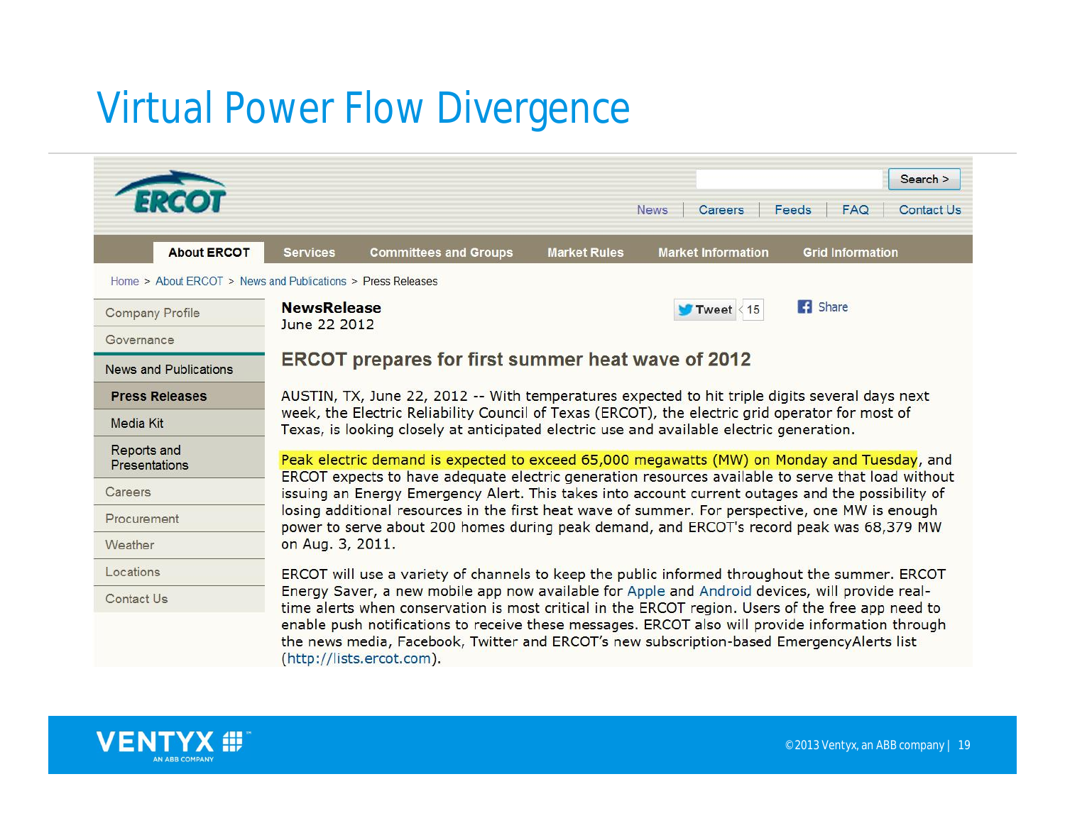# Virtual Power Flow Divergence

ERCOT

News | Careers | Feeds | FAQ | Contact Us

About ERCOT | Services | Committees and Groups | Market Rules | Market Information | Grid Information

Home > About ERCOT > News and Publications > Press Releases

- Company Profile
- Governance
- News and Publications
  - Press Releases
  - Media Kit
  - Reports and Presentations
- Careers
- Procurement
- Weather
- Locations
- Contact Us

**NewsRelease**
June 22 2012

## ERCOT prepares for first summer heat wave of 2012

AUSTIN, TX, June 22, 2012 -- With temperatures expected to hit triple digits several days next week, the Electric Reliability Council of Texas (ERCOT), the electric grid operator for most of Texas, is looking closely at anticipated electric use and available electric generation.

Peak electric demand is expected to exceed 65,000 megawatts (MW) on Monday and Tuesday, and ERCOT expects to have adequate electric generation resources available to serve that load without issuing an Energy Emergency Alert. This takes into account current outages and the possibility of losing additional resources in the first heat wave of summer. For perspective, one MW is enough power to serve about 200 homes during peak demand, and ERCOT's record peak was 68,379 MW on Aug. 3, 2011.

ERCOT will use a variety of channels to keep the public informed throughout the summer. ERCOT Energy Saver, a new mobile app now available for Apple and Android devices, will provide real-time alerts when conservation is most critical in the ERCOT region. Users of the free app need to enable push notifications to receive these messages. ERCOT also will provide information through the news media, Facebook, Twitter and ERCOT's new subscription-based EmergencyAlerts list (http://lists.ercot.com).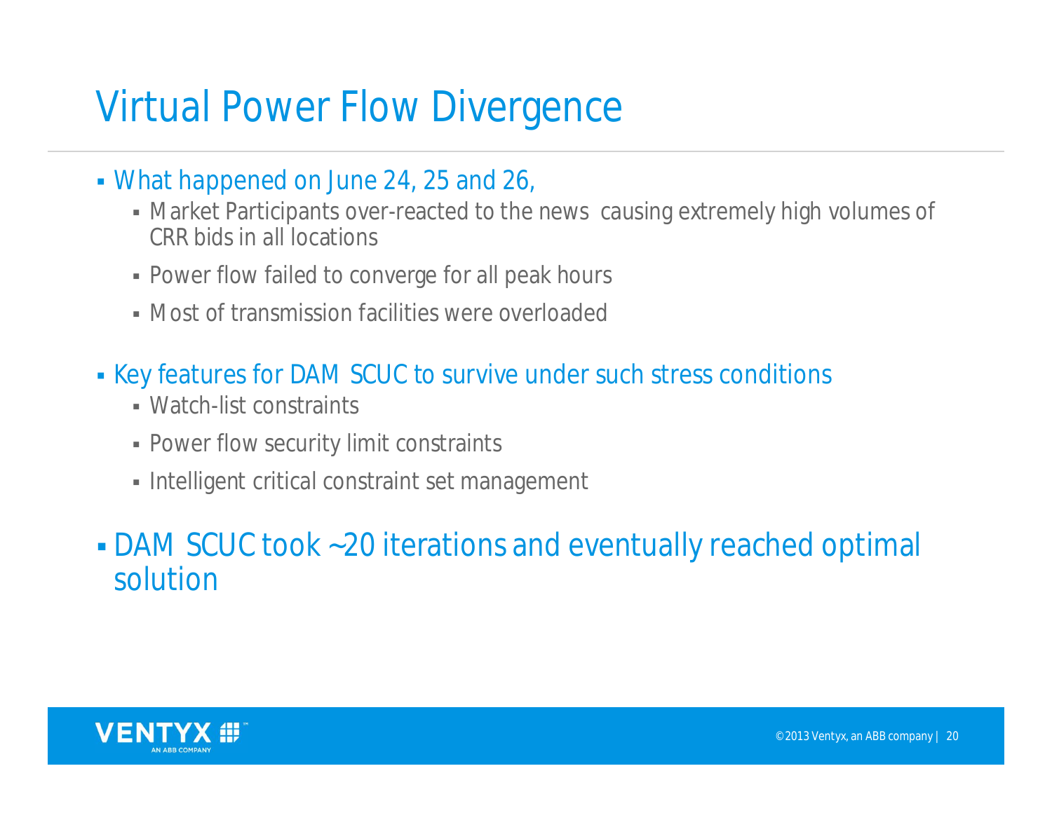# Virtual Power Flow Divergence

- What happened on June 24, 25 and 26,
  - Market Participants over-reacted to the news causing extremely high volumes of CRR bids in all locations
  - Power flow failed to converge for all peak hours
  - Most of transmission facilities were overloaded
- Key features for DAM SCUC to survive under such stress conditions
  - Watch-list constraints
  - Power flow security limit constraints
  - Intelligent critical constraint set management
- DAM SCUC took ~20 iterations and eventually reached optimal solution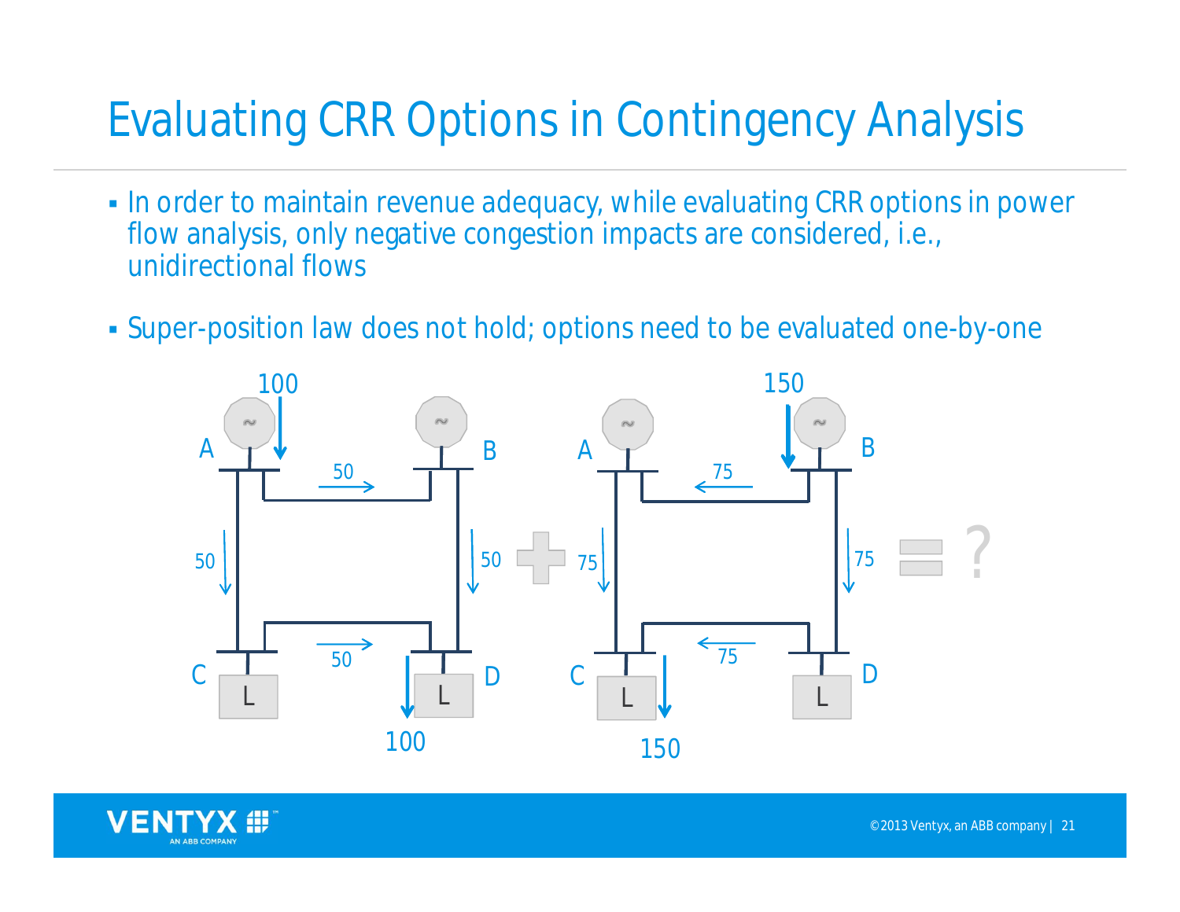# Evaluating CRR Options in Contingency Analysis

- In order to maintain revenue adequacy, while evaluating CRR options in power flow analysis, only negative congestion impacts are considered, i.e., unidirectional flows
- Super-position law does not hold; options need to be evaluated one-by-one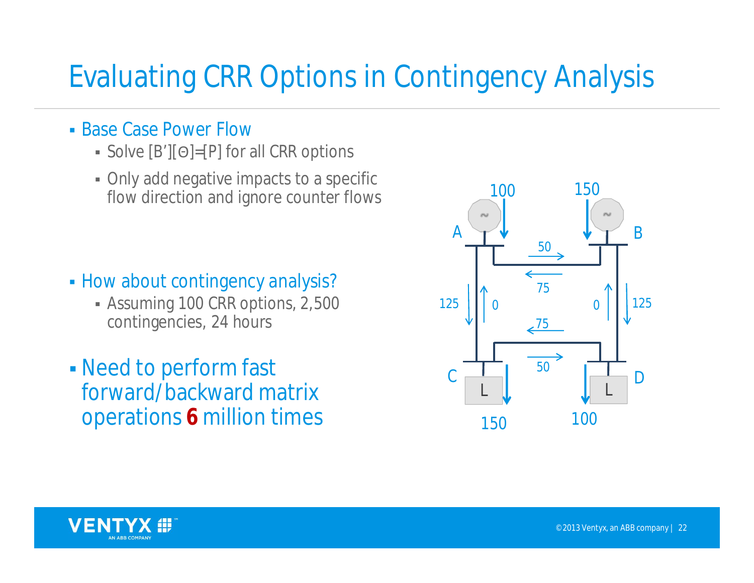# Evaluating CRR Options in Contingency Analysis

- Base Case Power Flow
  - Solve [B’][Θ]=[P] for all CRR options
  - Only add negative impacts to a specific flow direction and ignore counter flows

- How about contingency analysis?
  - Assuming 100 CRR options, 2,500 contingencies, 24 hours

- Need to perform fast forward/backward matrix operations **6** million times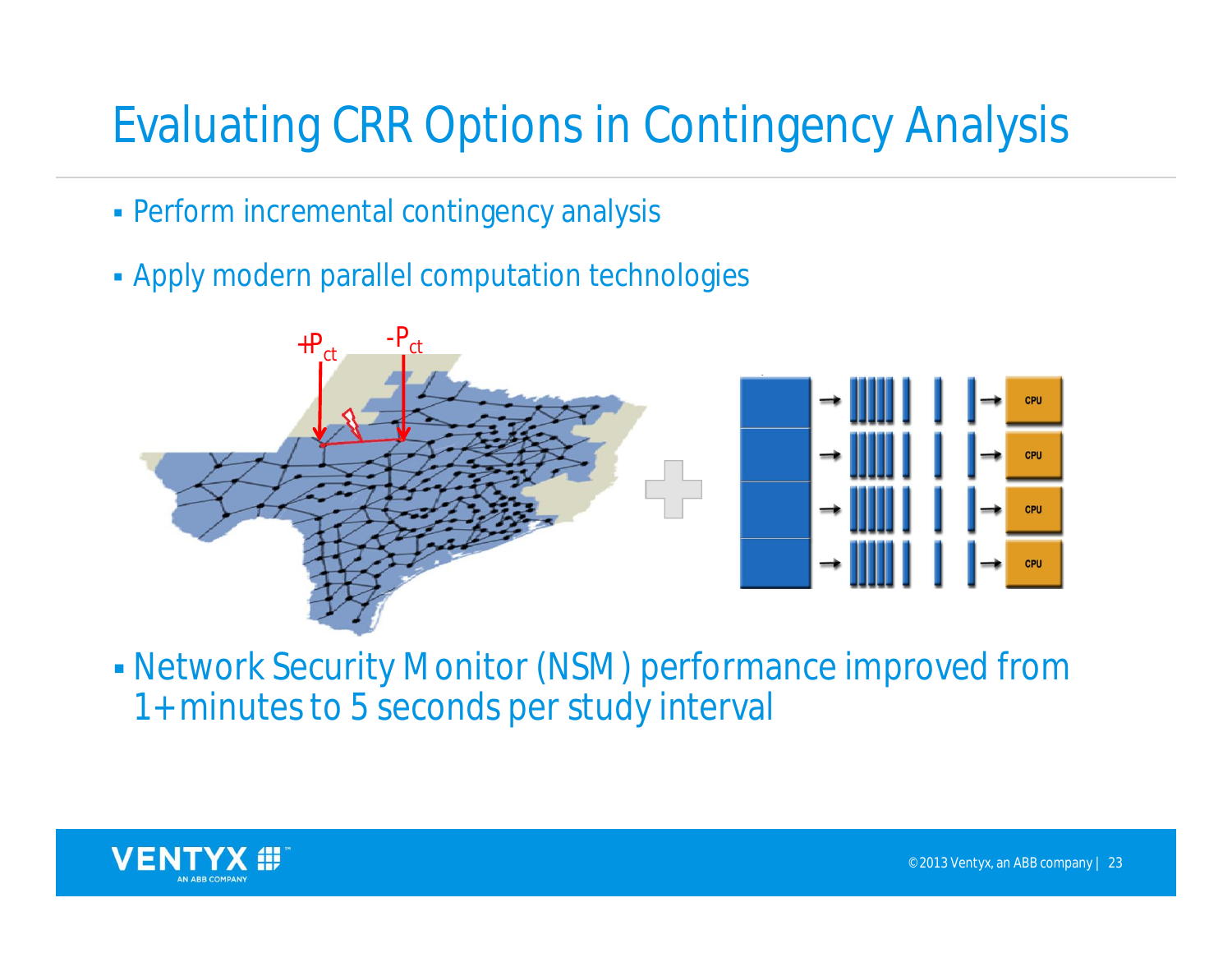# Evaluating CRR Options in Contingency Analysis

- Perform incremental contingency analysis
- Apply modern parallel computation technologies

- Network Security Monitor (NSM) performance improved from 1+ minutes to 5 seconds per study interval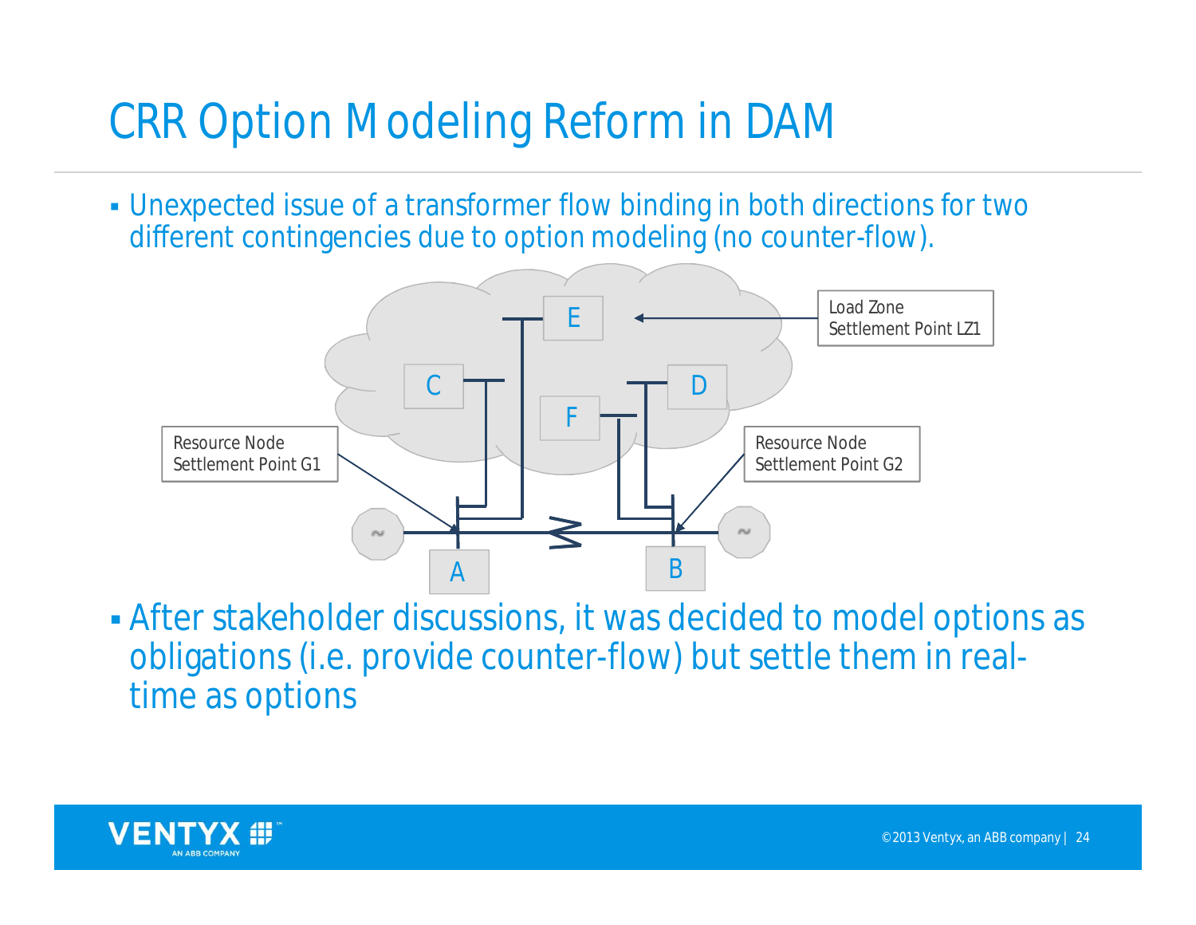# CRR Option Modeling Reform in DAM

- Unexpected issue of a transformer flow binding in both directions for two different contingencies due to option modeling (no counter-flow).

- After stakeholder discussions, it was decided to model options as obligations (i.e. provide counter-flow) but settle them in real-time as options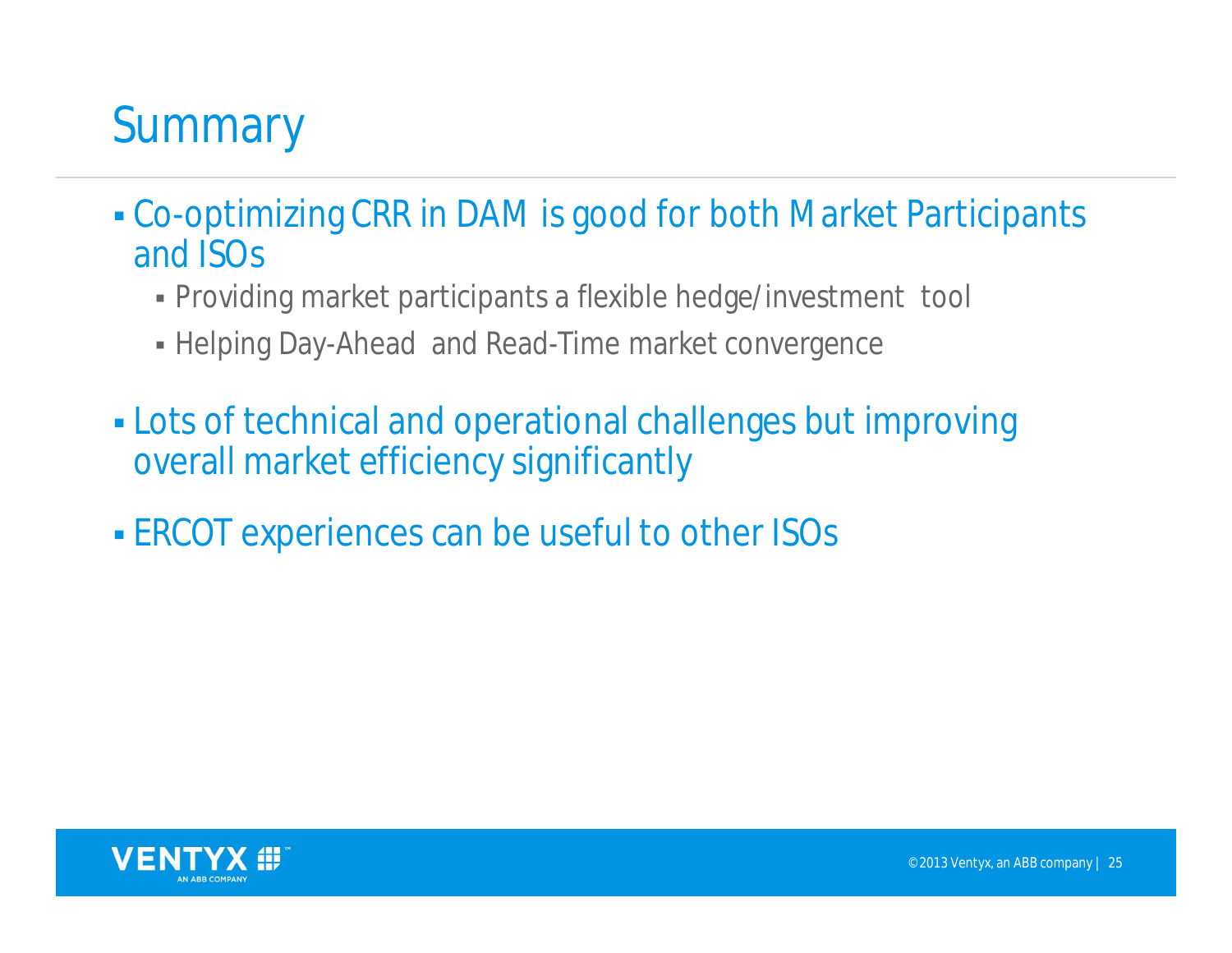# Summary

- Co-optimizing CRR in DAM is good for both Market Participants and ISOs
  - Providing market participants a flexible hedge/investment tool
  - Helping Day-Ahead and Read-Time market convergence
- Lots of technical and operational challenges but improving overall market efficiency significantly
- ERCOT experiences can be useful to other ISOs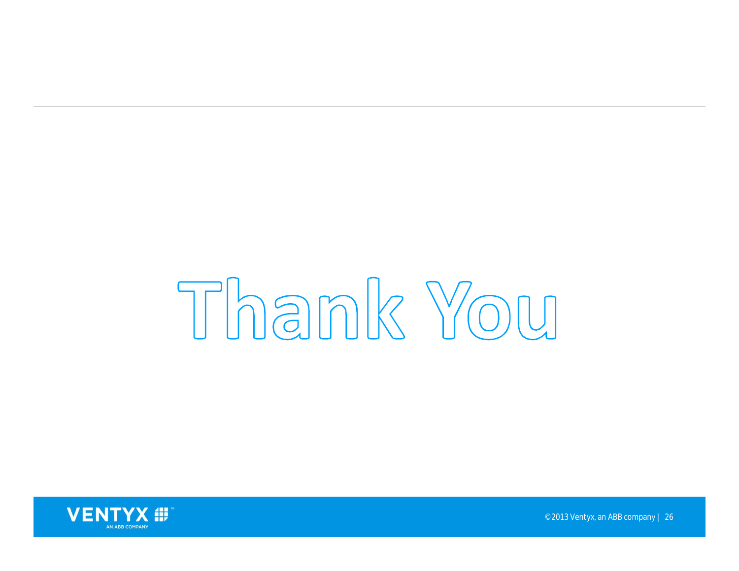# Thank You